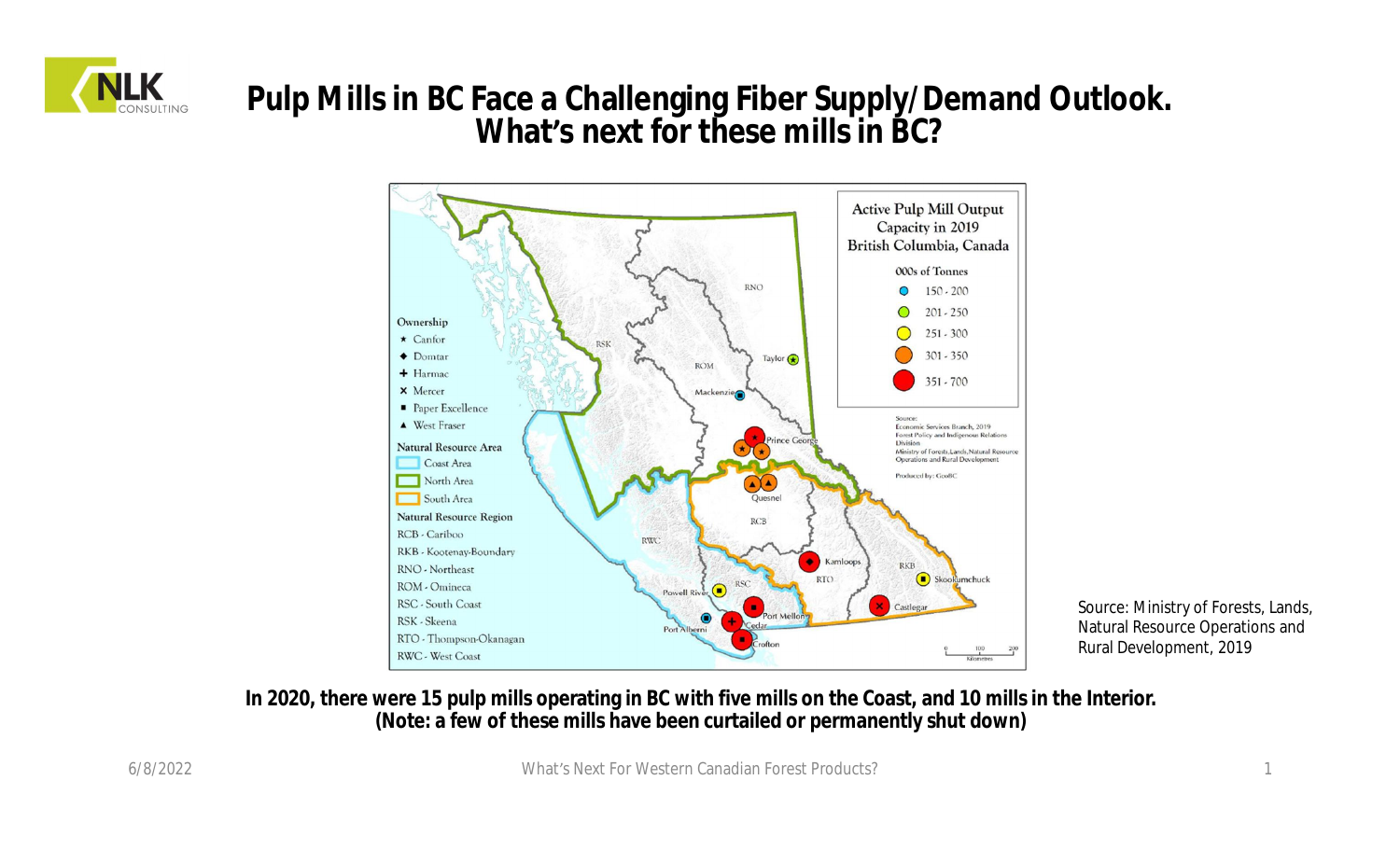# Pulp Mills in BC Face a Challenging Fiber Supply/Demand Outlook. What's next for these mills in BC?

**Active Pulp Mill Output Capacity in 2019**
**British Columbia, Canada**

000s of Tonnes
- 150 - 200
- 201 - 250
- 251 - 300
- 301 - 350
- 351 - 700

Source:
Economic Services Branch, 2019
Forest Policy and Indigenous Relations Division
Ministry of Forests, Lands, Natural Resource Operations and Rural Development

Produced by: GeoBC

**Ownership**
- ★ Canfor
- ◆ Domtar
- + Harmac
- × Mercer
- ■ Paper Excellence
- ▲ West Fraser

**Natural Resource Area**
- Coast Area
- North Area
- South Area

**Natural Resource Region**
- RCB - Cariboo
- RKB - Kootenay-Boundary
- RNO - Northeast
- ROM - Omineca
- RSC - South Coast
- RSK - Skeena
- RTO - Thompson-Okanagan
- RWC - West Coast

Taylor, Mackenzie, Prince George, Quesnel, Kamloops, Skookumchuck, Castlegar, Powell River, Port Mellon, Port Alberni, Cedar, Crofton

Source: Ministry of Forests, Lands, Natural Resource Operations and Rural Development, 2019

**In 2020, there were 15 pulp mills operating in BC with five mills on the Coast, and 10 mills in the Interior. (Note: a few of these mills have been curtailed or permanently shut down)**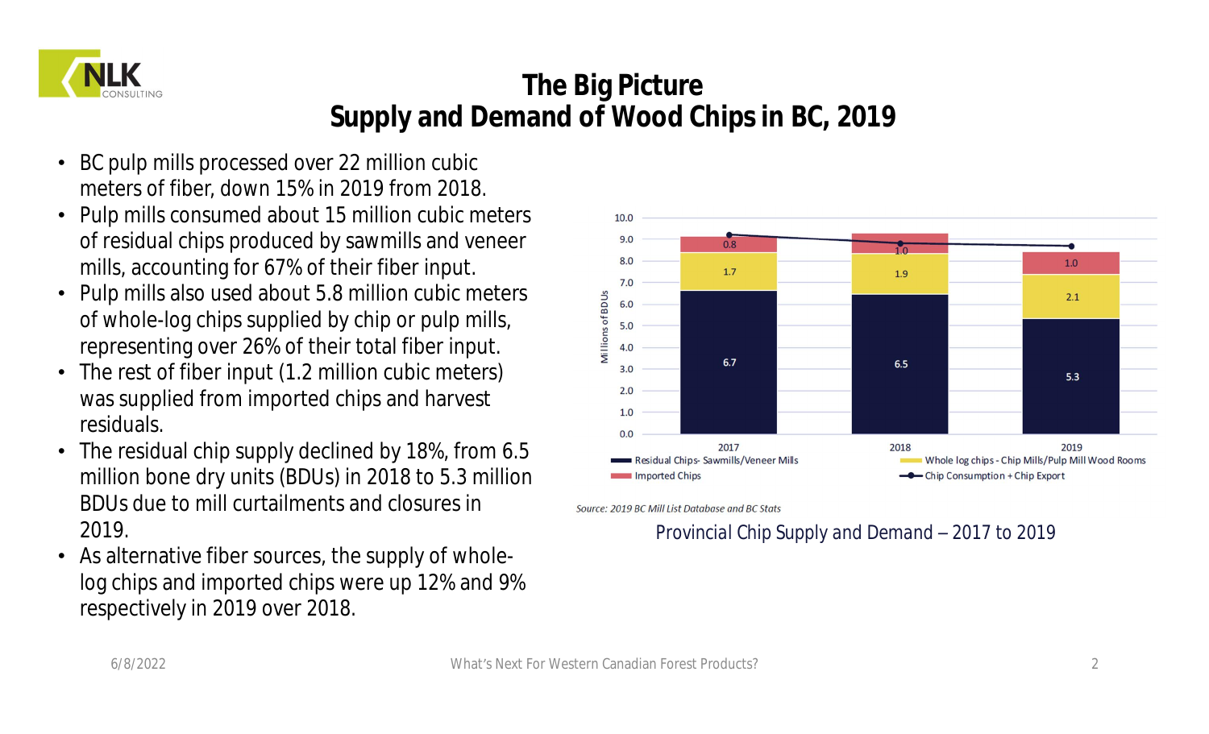# The Big Picture
## Supply and Demand of Wood Chips in BC, 2019

- BC pulp mills processed over 22 million cubic meters of fiber, down 15% in 2019 from 2018.
- Pulp mills consumed about 15 million cubic meters of residual chips produced by sawmills and veneer mills, accounting for 67% of their fiber input.
- Pulp mills also used about 5.8 million cubic meters of whole-log chips supplied by chip or pulp mills, representing over 26% of their total fiber input.
- The rest of fiber input (1.2 million cubic meters) was supplied from imported chips and harvest residuals.
- The residual chip supply declined by 18%, from 6.5 million bone dry units (BDUs) in 2018 to 5.3 million BDUs due to mill curtailments and closures in 2019.
- As alternative fiber sources, the supply of whole-log chips and imported chips were up 12% and 9% respectively in 2019 over 2018.

| Millions of BDUs | 2017 | 2018 | 2019 |
|---|---|---|---|
| Residual Chips- Sawmills/Veneer Mills | 6.7 | 6.5 | 5.3 |
| Whole log chips - Chip Mills/Pulp Mill Wood Rooms | 1.7 | 1.9 | 2.1 |
| Imported Chips | 0.8 | 1.0 | 1.0 |

*Source: 2019 BC Mill List Database and BC Stats*

Provincial Chip Supply and Demand – 2017 to 2019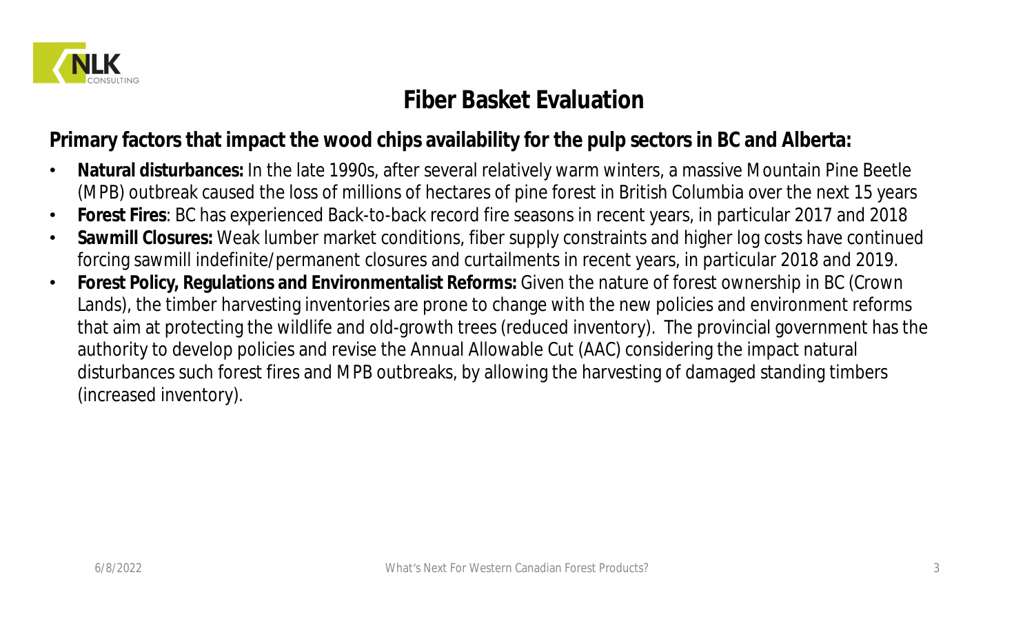## Fiber Basket Evaluation

**Primary factors that impact the wood chips availability for the pulp sectors in BC and Alberta:**

- **Natural disturbances:** In the late 1990s, after several relatively warm winters, a massive Mountain Pine Beetle (MPB) outbreak caused the loss of millions of hectares of pine forest in British Columbia over the next 15 years
- **Forest Fires**: BC has experienced Back-to-back record fire seasons in recent years, in particular 2017 and 2018
- **Sawmill Closures:** Weak lumber market conditions, fiber supply constraints and higher log costs have continued forcing sawmill indefinite/permanent closures and curtailments in recent years, in particular 2018 and 2019.
- **Forest Policy, Regulations and Environmentalist Reforms:** Given the nature of forest ownership in BC (Crown Lands), the timber harvesting inventories are prone to change with the new policies and environment reforms that aim at protecting the wildlife and old-growth trees (reduced inventory). The provincial government has the authority to develop policies and revise the Annual Allowable Cut (AAC) considering the impact natural disturbances such forest fires and MPB outbreaks, by allowing the harvesting of damaged standing timbers (increased inventory).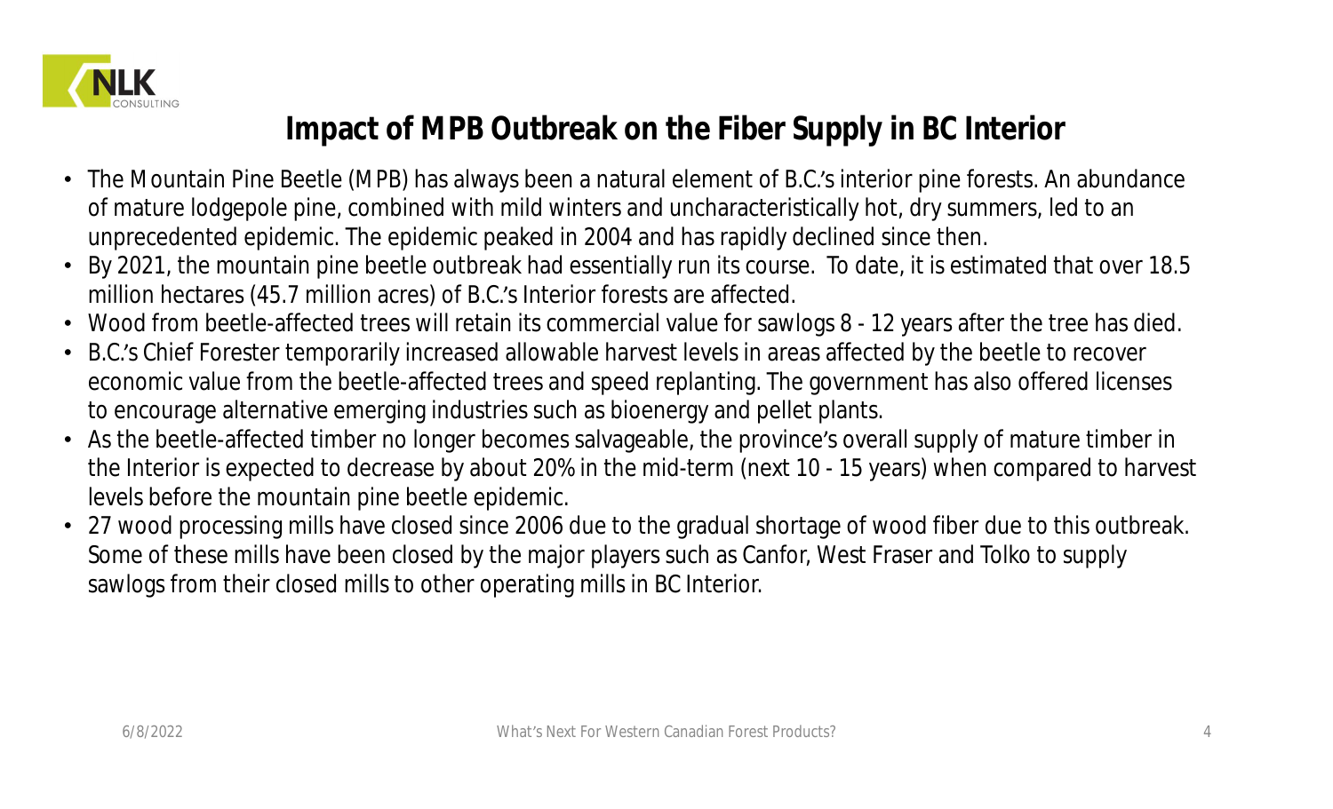## Impact of MPB Outbreak on the Fiber Supply in BC Interior

- The Mountain Pine Beetle (MPB) has always been a natural element of B.C.'s interior pine forests. An abundance of mature lodgepole pine, combined with mild winters and uncharacteristically hot, dry summers, led to an unprecedented epidemic. The epidemic peaked in 2004 and has rapidly declined since then.
- By 2021, the mountain pine beetle outbreak had essentially run its course. To date, it is estimated that over 18.5 million hectares (45.7 million acres) of B.C.'s Interior forests are affected.
- Wood from beetle-affected trees will retain its commercial value for sawlogs 8 - 12 years after the tree has died.
- B.C.'s Chief Forester temporarily increased allowable harvest levels in areas affected by the beetle to recover economic value from the beetle-affected trees and speed replanting. The government has also offered licenses to encourage alternative emerging industries such as bioenergy and pellet plants.
- As the beetle-affected timber no longer becomes salvageable, the province's overall supply of mature timber in the Interior is expected to decrease by about 20% in the mid-term (next 10 - 15 years) when compared to harvest levels before the mountain pine beetle epidemic.
- 27 wood processing mills have closed since 2006 due to the gradual shortage of wood fiber due to this outbreak. Some of these mills have been closed by the major players such as Canfor, West Fraser and Tolko to supply sawlogs from their closed mills to other operating mills in BC Interior.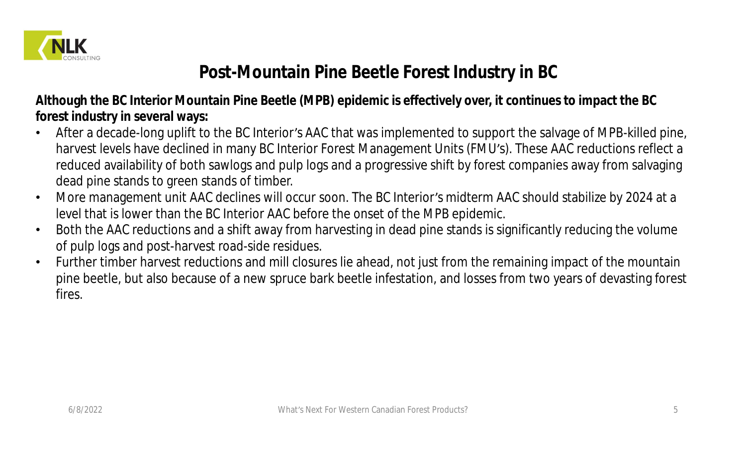# Post-Mountain Pine Beetle Forest Industry in BC

**Although the BC Interior Mountain Pine Beetle (MPB) epidemic is effectively over, it continues to impact the BC forest industry in several ways:**

- After a decade-long uplift to the BC Interior's AAC that was implemented to support the salvage of MPB-killed pine, harvest levels have declined in many BC Interior Forest Management Units (FMU's). These AAC reductions reflect a reduced availability of both sawlogs and pulp logs and a progressive shift by forest companies away from salvaging dead pine stands to green stands of timber.
- More management unit AAC declines will occur soon. The BC Interior's midterm AAC should stabilize by 2024 at a level that is lower than the BC Interior AAC before the onset of the MPB epidemic.
- Both the AAC reductions and a shift away from harvesting in dead pine stands is significantly reducing the volume of pulp logs and post-harvest road-side residues.
- Further timber harvest reductions and mill closures lie ahead, not just from the remaining impact of the mountain pine beetle, but also because of a new spruce bark beetle infestation, and losses from two years of devasting forest fires.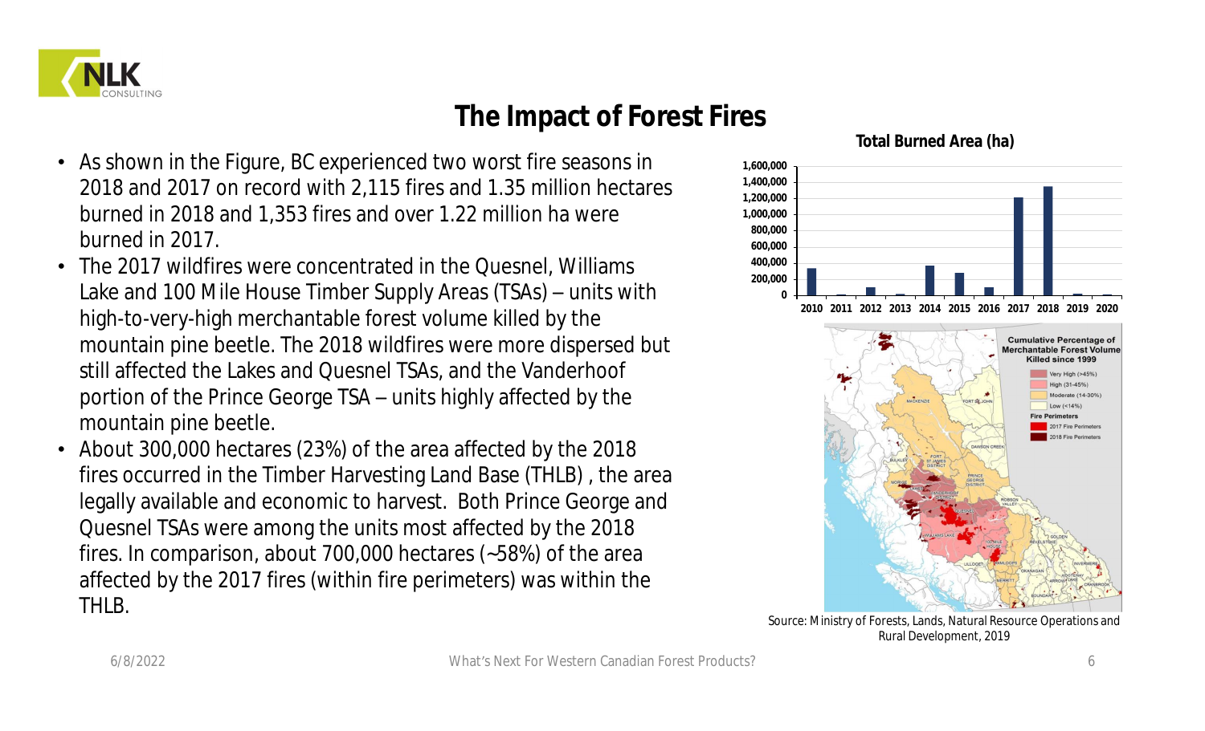# The Impact of Forest Fires

- As shown in the Figure, BC experienced two worst fire seasons in 2018 and 2017 on record with 2,115 fires and 1.35 million hectares burned in 2018 and 1,353 fires and over 1.22 million ha were burned in 2017.
- The 2017 wildfires were concentrated in the Quesnel, Williams Lake and 100 Mile House Timber Supply Areas (TSAs) – units with high-to-very-high merchantable forest volume killed by the mountain pine beetle. The 2018 wildfires were more dispersed but still affected the Lakes and Quesnel TSAs, and the Vanderhoof portion of the Prince George TSA – units highly affected by the mountain pine beetle.
- About 300,000 hectares (23%) of the area affected by the 2018 fires occurred in the Timber Harvesting Land Base (THLB) , the area legally available and economic to harvest. Both Prince George and Quesnel TSAs were among the units most affected by the 2018 fires. In comparison, about 700,000 hectares (~58%) of the area affected by the 2017 fires (within fire perimeters) was within the THLB.

**Total Burned Area (ha)**

Source: Ministry of Forests, Lands, Natural Resource Operations and Rural Development, 2019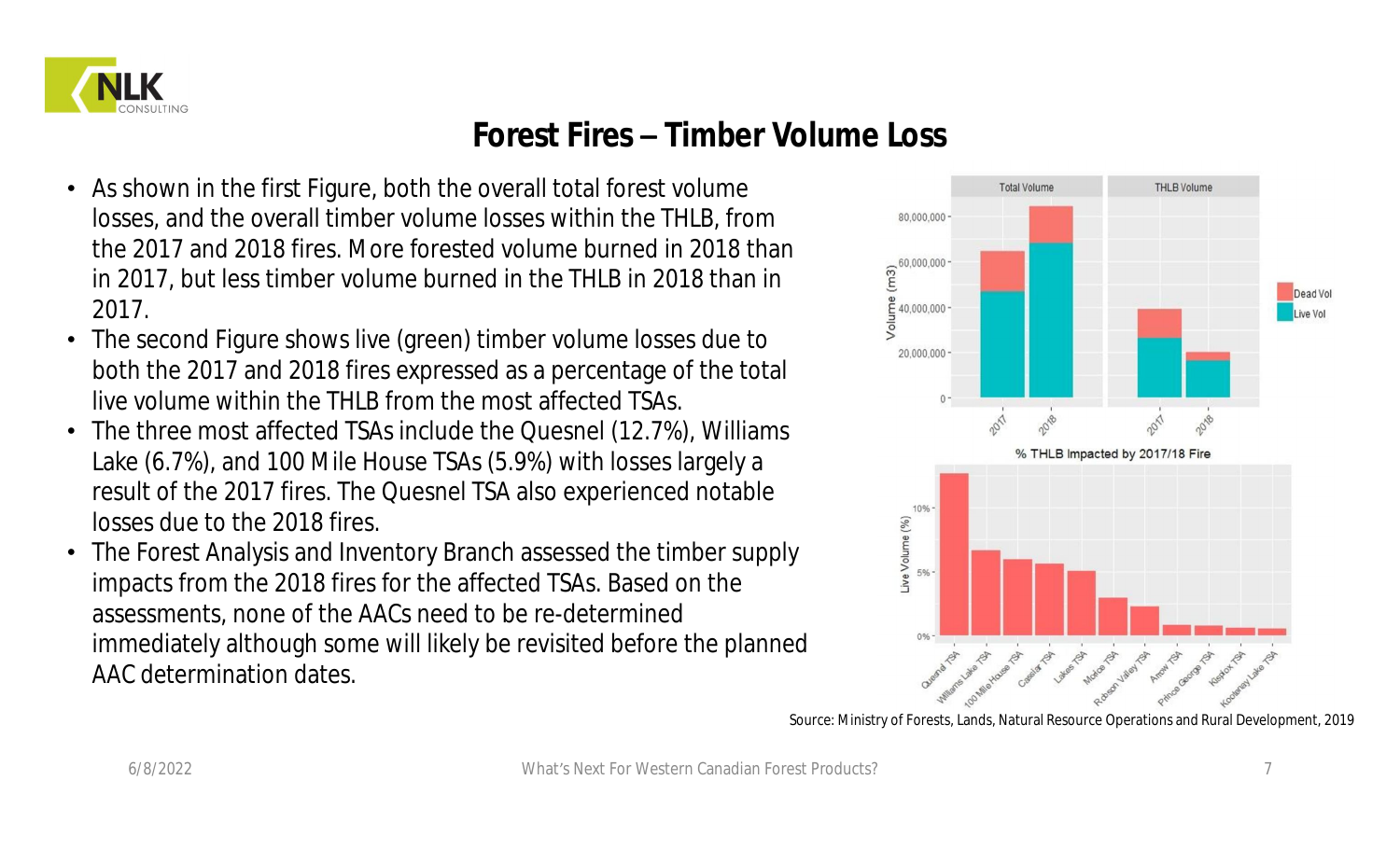# Forest Fires – Timber Volume Loss

- As shown in the first Figure, both the overall total forest volume losses, and the overall timber volume losses within the THLB, from the 2017 and 2018 fires. More forested volume burned in 2018 than in 2017, but less timber volume burned in the THLB in 2018 than in 2017.
- The second Figure shows live (green) timber volume losses due to both the 2017 and 2018 fires expressed as a percentage of the total live volume within the THLB from the most affected TSAs.
- The three most affected TSAs include the Quesnel (12.7%), Williams Lake (6.7%), and 100 Mile House TSAs (5.9%) with losses largely a result of the 2017 fires. The Quesnel TSA also experienced notable losses due to the 2018 fires.
- The Forest Analysis and Inventory Branch assessed the timber supply impacts from the 2018 fires for the affected TSAs. Based on the assessments, none of the AACs need to be re-determined immediately although some will likely be revisited before the planned AAC determination dates.

Source: Ministry of Forests, Lands, Natural Resource Operations and Rural Development, 2019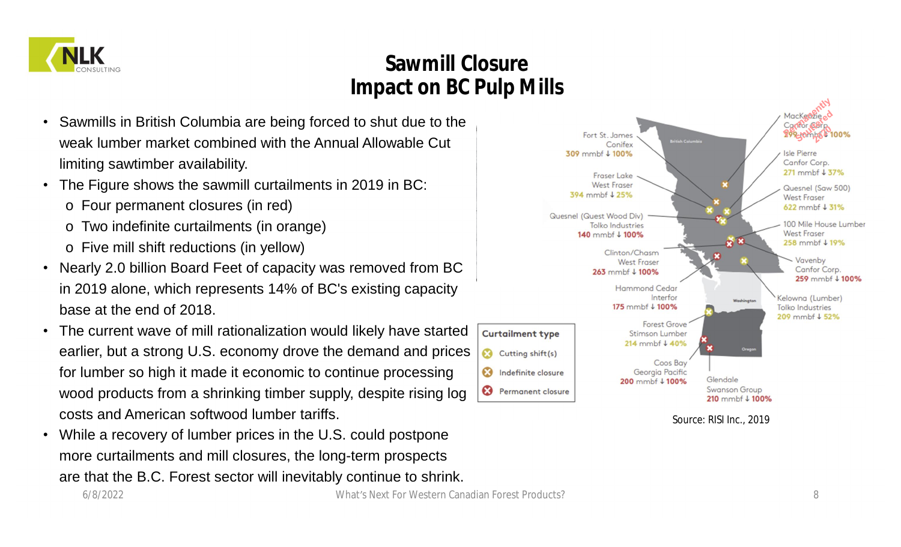# Sawmill Closure Impact on BC Pulp Mills

- Sawmills in British Columbia are being forced to shut due to the weak lumber market combined with the Annual Allowable Cut limiting sawtimber availability.
- The Figure shows the sawmill curtailments in 2019 in BC:
  - Four permanent closures (in red)
  - Two indefinite curtailments (in orange)
  - Five mill shift reductions (in yellow)
- Nearly 2.0 billion Board Feet of capacity was removed from BC in 2019 alone, which represents 14% of BC's existing capacity base at the end of 2018.
- The current wave of mill rationalization would likely have started earlier, but a strong U.S. economy drove the demand and prices for lumber so high it made it economic to continue processing wood products from a shrinking timber supply, despite rising log costs and American softwood lumber tariffs.
- While a recovery of lumber prices in the U.S. could postpone more curtailments and mill closures, the long-term prospects are that the B.C. Forest sector will inevitably continue to shrink.

Curtailment type: Cutting shift(s); Indefinite closure; Permanent closure

- Fort St. James, Conifex, 309 mmbf ↓ 100%
- Fraser Lake, West Fraser, 394 mmbf ↓ 25%
- Quesnel (Quest Wood Div), Tolko Industries, 140 mmbf ↓ 100%
- Clinton/Chasm, West Fraser, 263 mmbf ↓ 100%
- Hammond Cedar, Interfor, 175 mmbf ↓ 100%
- Forest Grove, Stimson Lumber, 214 mmbf ↓ 40%
- Coos Bay, Georgia Pacific, 200 mmbf ↓ 100%
- Glendale, Swanson Group, 210 mmbf ↓ 100%
- MacKenzie, Canfor Corp., 199 mmbf ↓ 100% (Permanently Shuttered 2020)
- Isle Pierre, Canfor Corp., 271 mmbf ↓ 37%
- Quesnel (Saw 500), West Fraser, 622 mmbf ↓ 31%
- 100 Mile House Lumber, West Fraser, 258 mmbf ↓ 19%
- Vavenby, Canfor Corp., 259 mmbf ↓ 100%
- Kelowna (Lumber), Tolko Industries, 209 mmbf ↓ 52%

Source: RISI Inc., 2019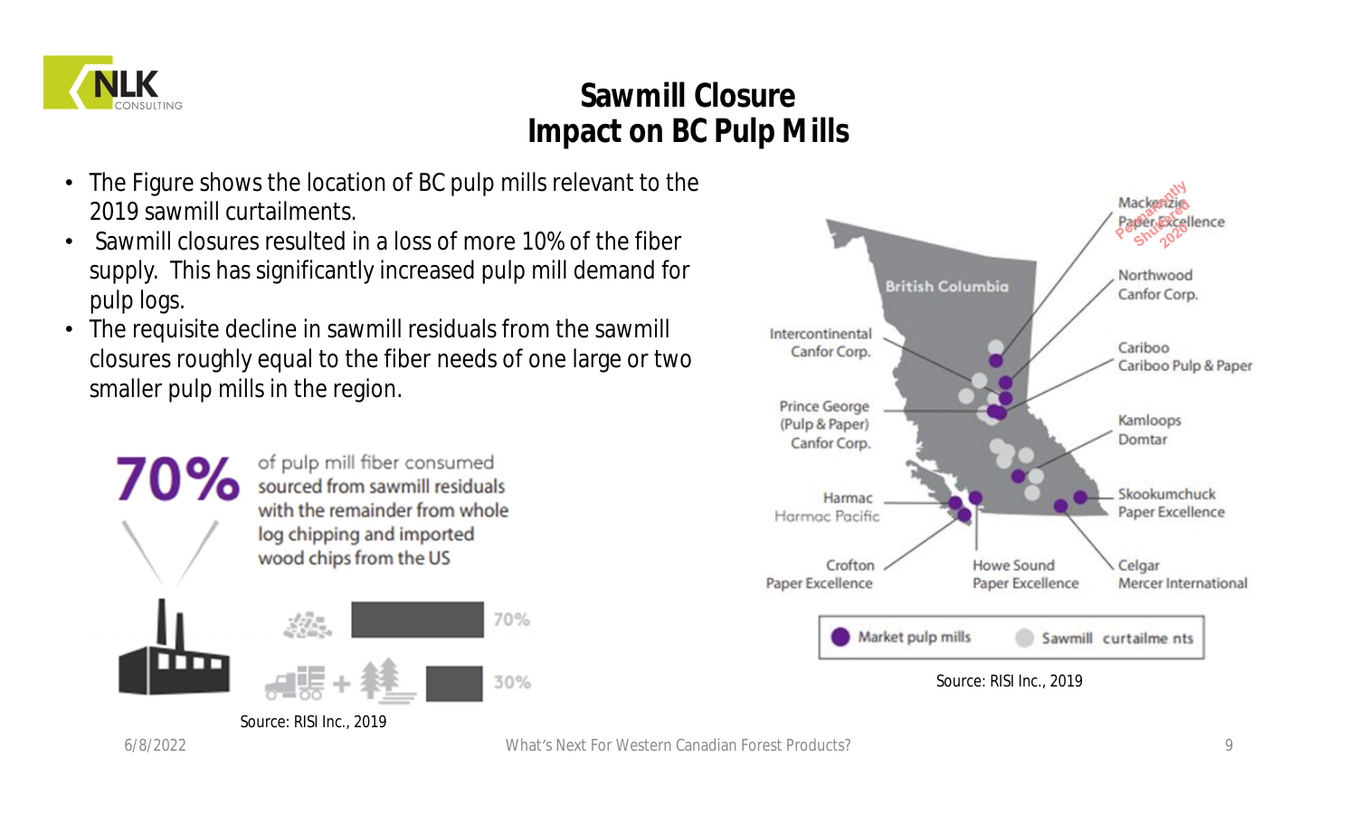# Sawmill Closure Impact on BC Pulp Mills

- The Figure shows the location of BC pulp mills relevant to the 2019 sawmill curtailments.
- Sawmill closures resulted in a loss of more 10% of the fiber supply. This has significantly increased pulp mill demand for pulp logs.
- The requisite decline in sawmill residuals from the sawmill closures roughly equal to the fiber needs of one large or two smaller pulp mills in the region.

**70%** of pulp mill fiber consumed sourced from sawmill residuals with the remainder from whole log chipping and imported wood chips from the US

70%

30%

Source: RISI Inc., 2019

British Columbia

Mackenzie
Paper Excellence
Permanently Shuttered 2020

Northwood
Canfor Corp.

Intercontinental
Canfor Corp.

Cariboo
Cariboo Pulp & Paper

Prince George
(Pulp & Paper)
Canfor Corp.

Kamloops
Domtar

Harmac
Harmac Pacific

Skookumchuck
Paper Excellence

Crofton
Paper Excellence

Howe Sound
Paper Excellence

Celgar
Mercer International

Market pulp mills | Sawmill curtailments

Source: RISI Inc., 2019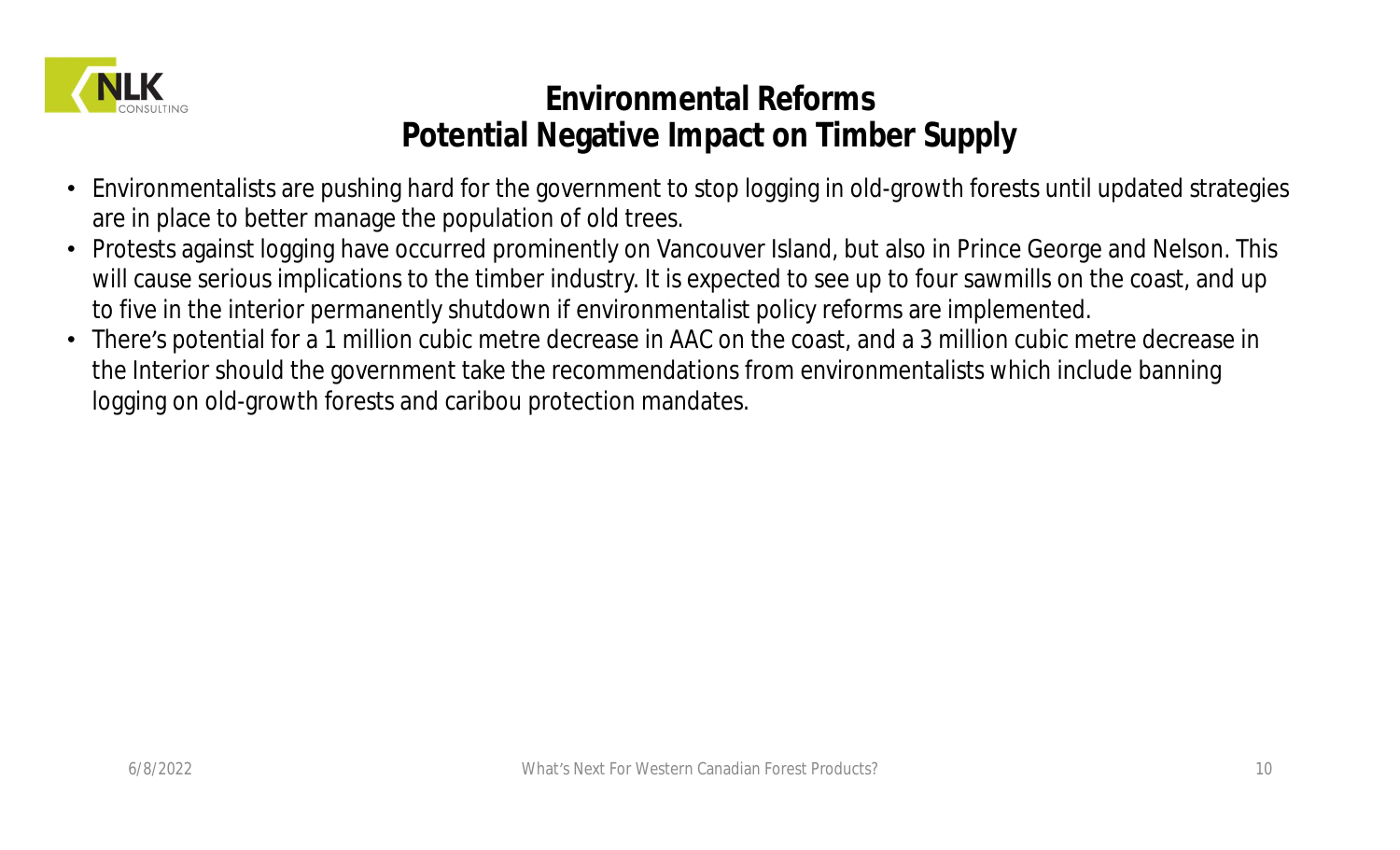# Environmental Reforms
## Potential Negative Impact on Timber Supply

- Environmentalists are pushing hard for the government to stop logging in old-growth forests until updated strategies are in place to better manage the population of old trees.
- Protests against logging have occurred prominently on Vancouver Island, but also in Prince George and Nelson. This will cause serious implications to the timber industry. It is expected to see up to four sawmills on the coast, and up to five in the interior permanently shutdown if environmentalist policy reforms are implemented.
- There's potential for a 1 million cubic metre decrease in AAC on the coast, and a 3 million cubic metre decrease in the Interior should the government take the recommendations from environmentalists which include banning logging on old-growth forests and caribou protection mandates.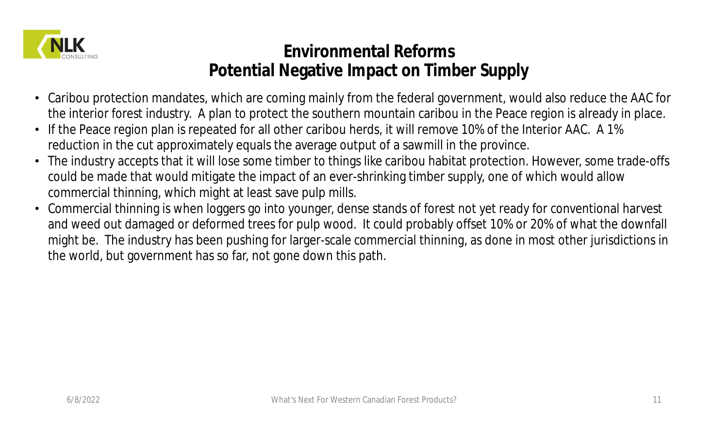# Environmental Reforms
## Potential Negative Impact on Timber Supply

- Caribou protection mandates, which are coming mainly from the federal government, would also reduce the AAC for the interior forest industry. A plan to protect the southern mountain caribou in the Peace region is already in place.
- If the Peace region plan is repeated for all other caribou herds, it will remove 10% of the Interior AAC. A 1% reduction in the cut approximately equals the average output of a sawmill in the province.
- The industry accepts that it will lose some timber to things like caribou habitat protection. However, some trade-offs could be made that would mitigate the impact of an ever-shrinking timber supply, one of which would allow commercial thinning, which might at least save pulp mills.
- Commercial thinning is when loggers go into younger, dense stands of forest not yet ready for conventional harvest and weed out damaged or deformed trees for pulp wood. It could probably offset 10% or 20% of what the downfall might be. The industry has been pushing for larger-scale commercial thinning, as done in most other jurisdictions in the world, but government has so far, not gone down this path.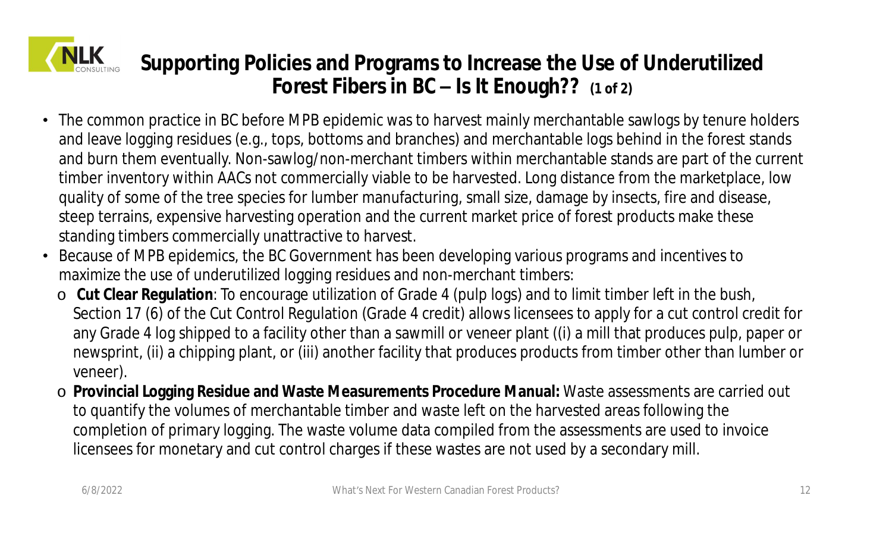# Supporting Policies and Programs to Increase the Use of Underutilized Forest Fibers in BC – Is It Enough?? (1 of 2)

- The common practice in BC before MPB epidemic was to harvest mainly merchantable sawlogs by tenure holders and leave logging residues (e.g., tops, bottoms and branches) and merchantable logs behind in the forest stands and burn them eventually. Non-sawlog/non-merchant timbers within merchantable stands are part of the current timber inventory within AACs not commercially viable to be harvested. Long distance from the marketplace, low quality of some of the tree species for lumber manufacturing, small size, damage by insects, fire and disease, steep terrains, expensive harvesting operation and the current market price of forest products make these standing timbers commercially unattractive to harvest.
- Because of MPB epidemics, the BC Government has been developing various programs and incentives to maximize the use of underutilized logging residues and non-merchant timbers:
  - **Cut Clear Regulation**: To encourage utilization of Grade 4 (pulp logs) and to limit timber left in the bush, Section 17 (6) of the Cut Control Regulation (Grade 4 credit) allows licensees to apply for a cut control credit for any Grade 4 log shipped to a facility other than a sawmill or veneer plant ((i) a mill that produces pulp, paper or newsprint, (ii) a chipping plant, or (iii) another facility that produces products from timber other than lumber or veneer).
  - **Provincial Logging Residue and Waste Measurements Procedure Manual:** Waste assessments are carried out to quantify the volumes of merchantable timber and waste left on the harvested areas following the completion of primary logging. The waste volume data compiled from the assessments are used to invoice licensees for monetary and cut control charges if these wastes are not used by a secondary mill.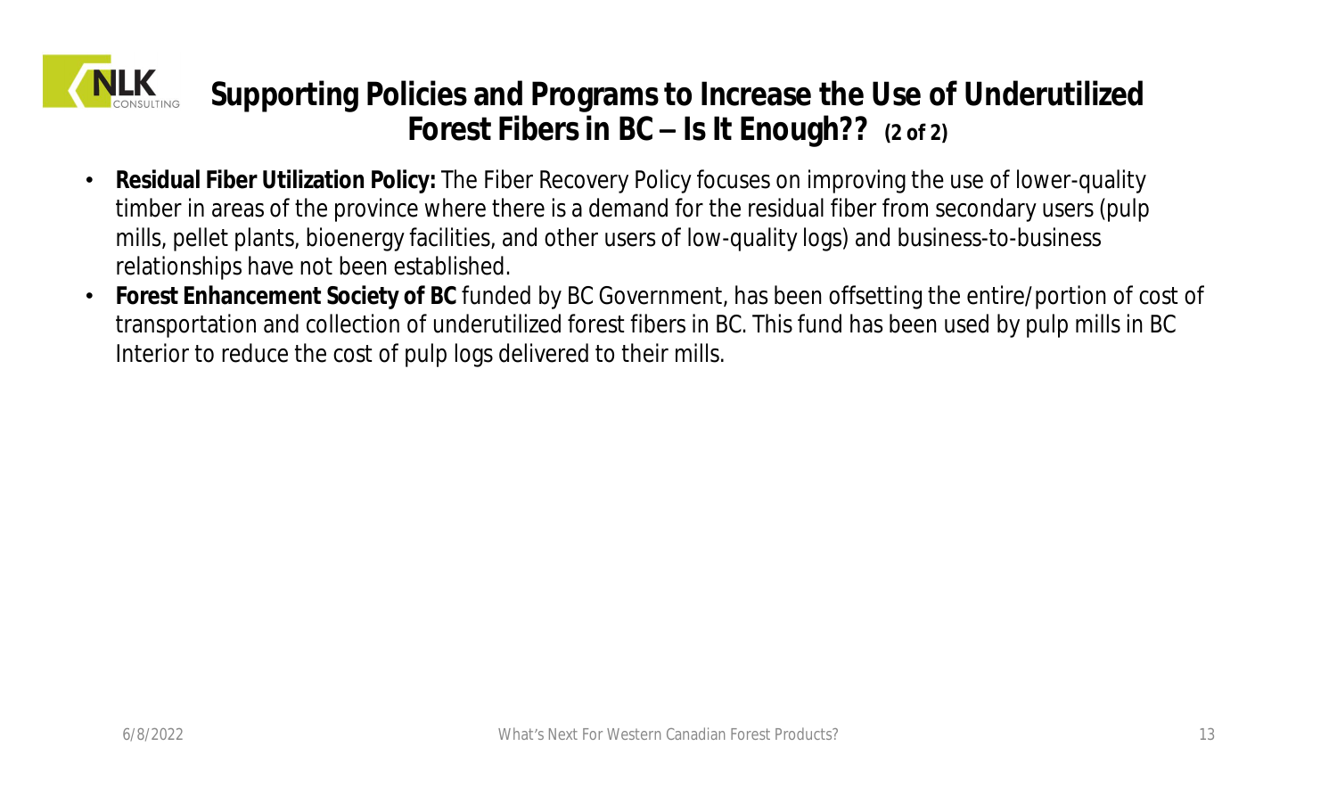# Supporting Policies and Programs to Increase the Use of Underutilized Forest Fibers in BC – Is It Enough?? (2 of 2)

- **Residual Fiber Utilization Policy:** The Fiber Recovery Policy focuses on improving the use of lower-quality timber in areas of the province where there is a demand for the residual fiber from secondary users (pulp mills, pellet plants, bioenergy facilities, and other users of low-quality logs) and business-to-business relationships have not been established.
- **Forest Enhancement Society of BC** funded by BC Government, has been offsetting the entire/portion of cost of transportation and collection of underutilized forest fibers in BC. This fund has been used by pulp mills in BC Interior to reduce the cost of pulp logs delivered to their mills.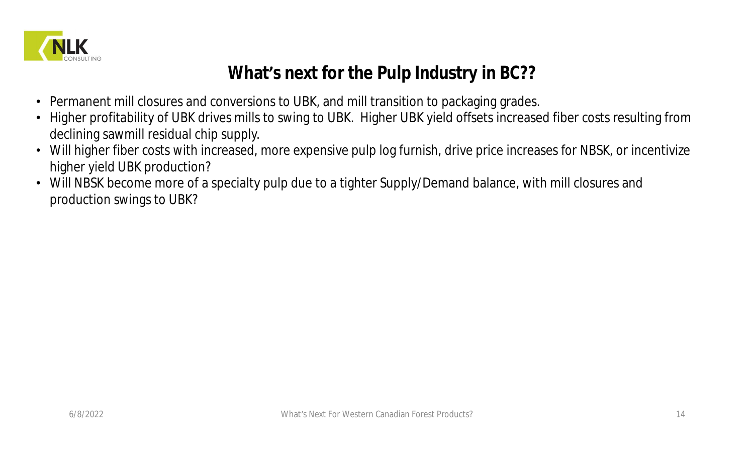# What's next for the Pulp Industry in BC??

- Permanent mill closures and conversions to UBK, and mill transition to packaging grades.
- Higher profitability of UBK drives mills to swing to UBK. Higher UBK yield offsets increased fiber costs resulting from declining sawmill residual chip supply.
- Will higher fiber costs with increased, more expensive pulp log furnish, drive price increases for NBSK, or incentivize higher yield UBK production?
- Will NBSK become more of a specialty pulp due to a tighter Supply/Demand balance, with mill closures and production swings to UBK?